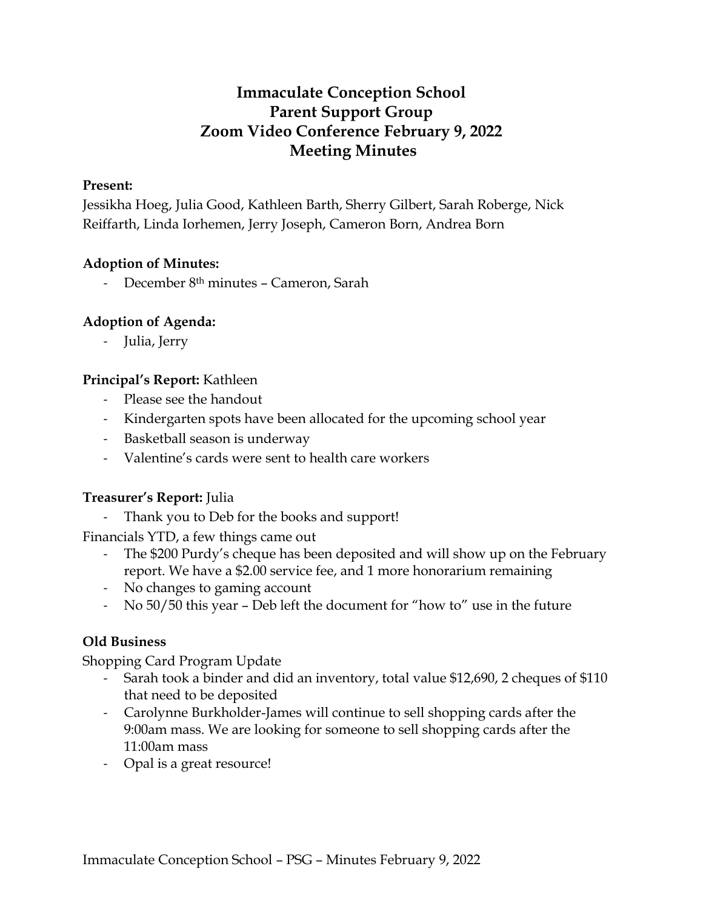# Immaculate Conception School
# Parent Support Group
# Zoom Video Conference February 9, 2022
# Meeting Minutes

**Present:**

Jessikha Hoeg, Julia Good, Kathleen Barth, Sherry Gilbert, Sarah Roberge, Nick Reiffarth, Linda Iorhemen, Jerry Joseph, Cameron Born, Andrea Born

**Adoption of Minutes:**

- December 8th minutes – Cameron, Sarah

**Adoption of Agenda:**

- Julia, Jerry

**Principal's Report:** Kathleen

- Please see the handout
- Kindergarten spots have been allocated for the upcoming school year
- Basketball season is underway
- Valentine's cards were sent to health care workers

**Treasurer's Report:** Julia

- Thank you to Deb for the books and support!

Financials YTD, a few things came out

- The $200 Purdy's cheque has been deposited and will show up on the February report. We have a $2.00 service fee, and 1 more honorarium remaining
- No changes to gaming account
- No 50/50 this year – Deb left the document for "how to" use in the future

**Old Business**

Shopping Card Program Update

- Sarah took a binder and did an inventory, total value $12,690, 2 cheques of $110 that need to be deposited
- Carolynne Burkholder-James will continue to sell shopping cards after the 9:00am mass. We are looking for someone to sell shopping cards after the 11:00am mass
- Opal is a great resource!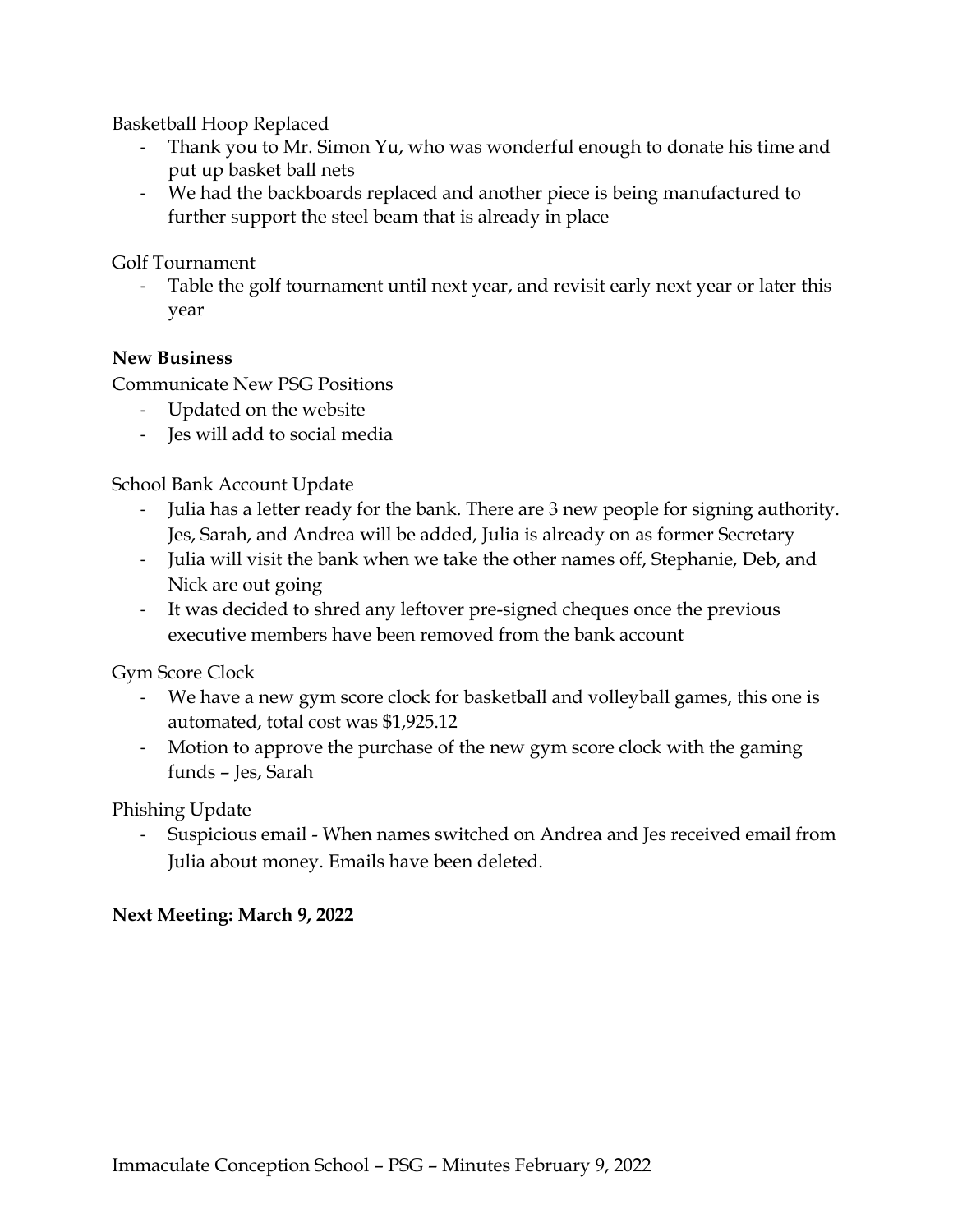Basketball Hoop Replaced

- Thank you to Mr. Simon Yu, who was wonderful enough to donate his time and put up basket ball nets
- We had the backboards replaced and another piece is being manufactured to further support the steel beam that is already in place

Golf Tournament

- Table the golf tournament until next year, and revisit early next year or later this year

**New Business**

Communicate New PSG Positions

- Updated on the website
- Jes will add to social media

School Bank Account Update

- Julia has a letter ready for the bank. There are 3 new people for signing authority. Jes, Sarah, and Andrea will be added, Julia is already on as former Secretary
- Julia will visit the bank when we take the other names off, Stephanie, Deb, and Nick are out going
- It was decided to shred any leftover pre-signed cheques once the previous executive members have been removed from the bank account

Gym Score Clock

- We have a new gym score clock for basketball and volleyball games, this one is automated, total cost was $1,925.12
- Motion to approve the purchase of the new gym score clock with the gaming funds – Jes, Sarah

Phishing Update

- Suspicious email - When names switched on Andrea and Jes received email from Julia about money. Emails have been deleted.

**Next Meeting: March 9, 2022**